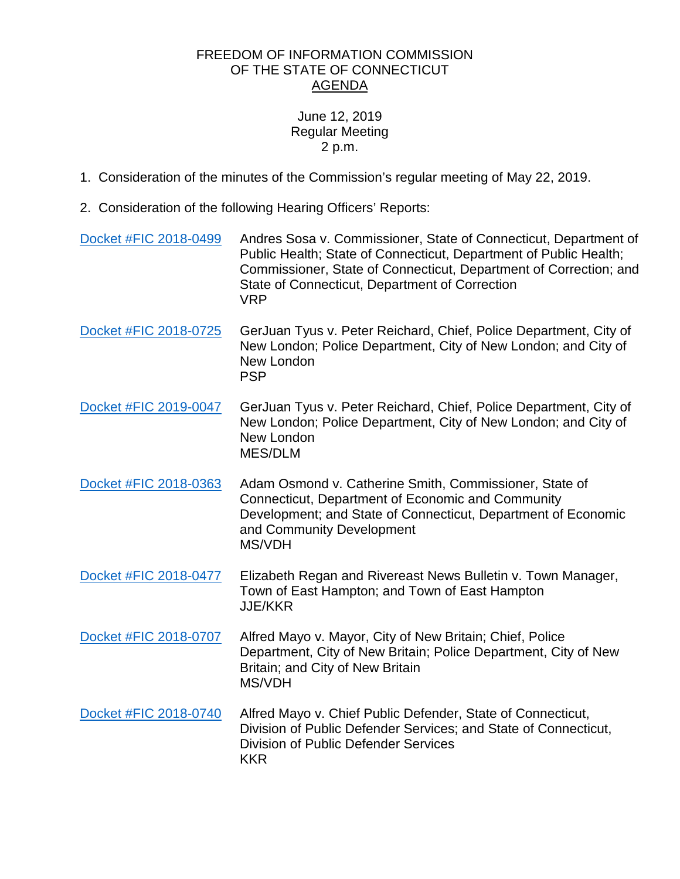FREEDOM OF INFORMATION COMMISSION
OF THE STATE OF CONNECTICUT
AGENDA

June 12, 2019
Regular Meeting
2 p.m.

1. Consideration of the minutes of the Commission's regular meeting of May 22, 2019.

2. Consideration of the following Hearing Officers' Reports:

| | |
|---|---|
| Docket #FIC 2018-0499 | Andres Sosa v. Commissioner, State of Connecticut, Department of Public Health; State of Connecticut, Department of Public Health; Commissioner, State of Connecticut, Department of Correction; and State of Connecticut, Department of Correction<br>VRP |
| Docket #FIC 2018-0725 | GerJuan Tyus v. Peter Reichard, Chief, Police Department, City of New London; Police Department, City of New London; and City of New London<br>PSP |
| Docket #FIC 2019-0047 | GerJuan Tyus v. Peter Reichard, Chief, Police Department, City of New London; Police Department, City of New London; and City of New London<br>MES/DLM |
| Docket #FIC 2018-0363 | Adam Osmond v. Catherine Smith, Commissioner, State of Connecticut, Department of Economic and Community Development; and State of Connecticut, Department of Economic and Community Development<br>MS/VDH |
| Docket #FIC 2018-0477 | Elizabeth Regan and Rivereast News Bulletin v. Town Manager, Town of East Hampton; and Town of East Hampton<br>JJE/KKR |
| Docket #FIC 2018-0707 | Alfred Mayo v. Mayor, City of New Britain; Chief, Police Department, City of New Britain; Police Department, City of New Britain; and City of New Britain<br>MS/VDH |
| Docket #FIC 2018-0740 | Alfred Mayo v. Chief Public Defender, State of Connecticut, Division of Public Defender Services; and State of Connecticut, Division of Public Defender Services<br>KKR |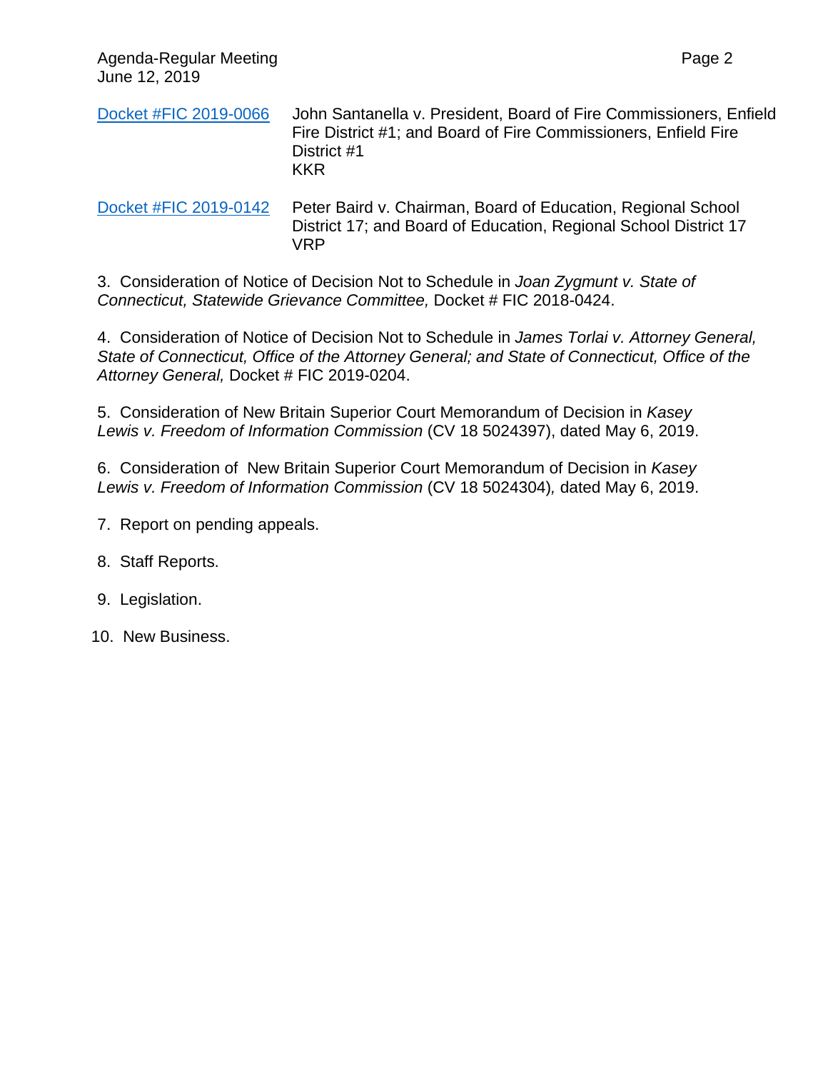[Docket #FIC 2019-0066] John Santanella v. President, Board of Fire Commissioners, Enfield Fire District #1; and Board of Fire Commissioners, Enfield Fire District #1
KKR

[Docket #FIC 2019-0142] Peter Baird v. Chairman, Board of Education, Regional School District 17; and Board of Education, Regional School District 17
VRP

3. Consideration of Notice of Decision Not to Schedule in *Joan Zygmunt v. State of Connecticut, Statewide Grievance Committee,* Docket # FIC 2018-0424.

4. Consideration of Notice of Decision Not to Schedule in *James Torlai v. Attorney General, State of Connecticut, Office of the Attorney General; and State of Connecticut, Office of the Attorney General,* Docket # FIC 2019-0204.

5. Consideration of New Britain Superior Court Memorandum of Decision in *Kasey Lewis v. Freedom of Information Commission* (CV 18 5024397), dated May 6, 2019.

6. Consideration of New Britain Superior Court Memorandum of Decision in *Kasey Lewis v. Freedom of Information Commission* (CV 18 5024304)*,* dated May 6, 2019.

7. Report on pending appeals.

8. Staff Reports.

9. Legislation.

10. New Business.